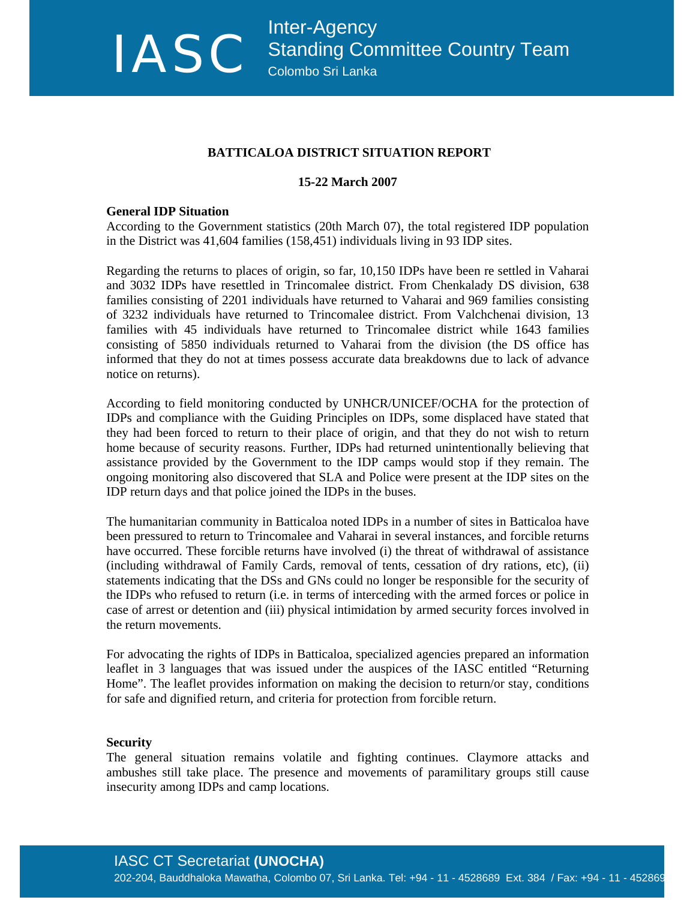IASC Inter-Agency Standing Committee Country Team Colombo Sri Lanka

# BATTICALOA DISTRICT SITUATION REPORT

**15-22 March 2007**

## General IDP Situation

According to the Government statistics (20th March 07), the total registered IDP population in the District was 41,604 families (158,451) individuals living in 93 IDP sites.

Regarding the returns to places of origin, so far, 10,150 IDPs have been re settled in Vaharai and 3032 IDPs have resettled in Trincomalee district. From Chenkalady DS division, 638 families consisting of 2201 individuals have returned to Vaharai and 969 families consisting of 3232 individuals have returned to Trincomalee district. From Valchchenai division, 13 families with 45 individuals have returned to Trincomalee district while 1643 families consisting of 5850 individuals returned to Vaharai from the division (the DS office has informed that they do not at times possess accurate data breakdowns due to lack of advance notice on returns).

According to field monitoring conducted by UNHCR/UNICEF/OCHA for the protection of IDPs and compliance with the Guiding Principles on IDPs, some displaced have stated that they had been forced to return to their place of origin, and that they do not wish to return home because of security reasons. Further, IDPs had returned unintentionally believing that assistance provided by the Government to the IDP camps would stop if they remain. The ongoing monitoring also discovered that SLA and Police were present at the IDP sites on the IDP return days and that police joined the IDPs in the buses.

The humanitarian community in Batticaloa noted IDPs in a number of sites in Batticaloa have been pressured to return to Trincomalee and Vaharai in several instances, and forcible returns have occurred. These forcible returns have involved (i) the threat of withdrawal of assistance (including withdrawal of Family Cards, removal of tents, cessation of dry rations, etc), (ii) statements indicating that the DSs and GNs could no longer be responsible for the security of the IDPs who refused to return (i.e. in terms of interceding with the armed forces or police in case of arrest or detention and (iii) physical intimidation by armed security forces involved in the return movements.

For advocating the rights of IDPs in Batticaloa, specialized agencies prepared an information leaflet in 3 languages that was issued under the auspices of the IASC entitled "Returning Home". The leaflet provides information on making the decision to return/or stay, conditions for safe and dignified return, and criteria for protection from forcible return.

## Security

The general situation remains volatile and fighting continues. Claymore attacks and ambushes still take place. The presence and movements of paramilitary groups still cause insecurity among IDPs and camp locations.

IASC CT Secretariat **(UNOCHA)**
202-204, Bauddhaloka Mawatha, Colombo 07, Sri Lanka. Tel: +94 - 11 - 4528689 Ext. 384 / Fax: +94 - 11 - 452869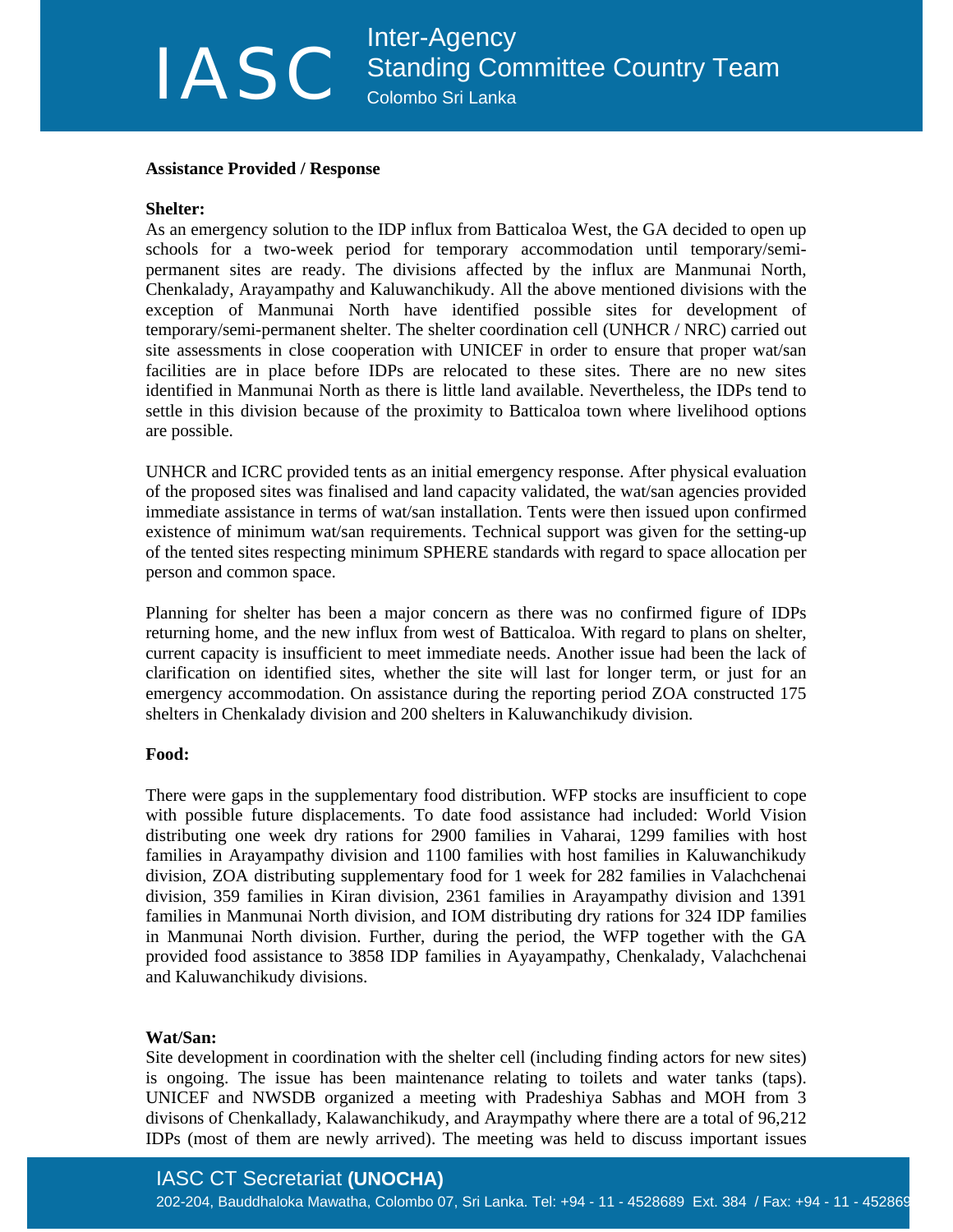**Assistance Provided / Response**

**Shelter:**
As an emergency solution to the IDP influx from Batticaloa West, the GA decided to open up schools for a two-week period for temporary accommodation until temporary/semi-permanent sites are ready. The divisions affected by the influx are Manmunai North, Chenkalady, Arayampathy and Kaluwanchikudy. All the above mentioned divisions with the exception of Manmunai North have identified possible sites for development of temporary/semi-permanent shelter. The shelter coordination cell (UNHCR / NRC) carried out site assessments in close cooperation with UNICEF in order to ensure that proper wat/san facilities are in place before IDPs are relocated to these sites. There are no new sites identified in Manmunai North as there is little land available. Nevertheless, the IDPs tend to settle in this division because of the proximity to Batticaloa town where livelihood options are possible.

UNHCR and ICRC provided tents as an initial emergency response. After physical evaluation of the proposed sites was finalised and land capacity validated, the wat/san agencies provided immediate assistance in terms of wat/san installation. Tents were then issued upon confirmed existence of minimum wat/san requirements. Technical support was given for the setting-up of the tented sites respecting minimum SPHERE standards with regard to space allocation per person and common space.

Planning for shelter has been a major concern as there was no confirmed figure of IDPs returning home, and the new influx from west of Batticaloa. With regard to plans on shelter, current capacity is insufficient to meet immediate needs. Another issue had been the lack of clarification on identified sites, whether the site will last for longer term, or just for an emergency accommodation. On assistance during the reporting period ZOA constructed 175 shelters in Chenkalady division and 200 shelters in Kaluwanchikudy division.

**Food:**

There were gaps in the supplementary food distribution. WFP stocks are insufficient to cope with possible future displacements. To date food assistance had included: World Vision distributing one week dry rations for 2900 families in Vaharai, 1299 families with host families in Arayampathy division and 1100 families with host families in Kaluwanchikudy division, ZOA distributing supplementary food for 1 week for 282 families in Valachchenai division, 359 families in Kiran division, 2361 families in Arayampathy division and 1391 families in Manmunai North division, and IOM distributing dry rations for 324 IDP families in Manmunai North division. Further, during the period, the WFP together with the GA provided food assistance to 3858 IDP families in Ayayampathy, Chenkalady, Valachchenai and Kaluwanchikudy divisions.

**Wat/San:**
Site development in coordination with the shelter cell (including finding actors for new sites) is ongoing. The issue has been maintenance relating to toilets and water tanks (taps). UNICEF and NWSDB organized a meeting with Pradeshiya Sabhas and MOH from 3 divisons of Chenkallady, Kalawanchikudy, and Araympathy where there are a total of 96,212 IDPs (most of them are newly arrived). The meeting was held to discuss important issues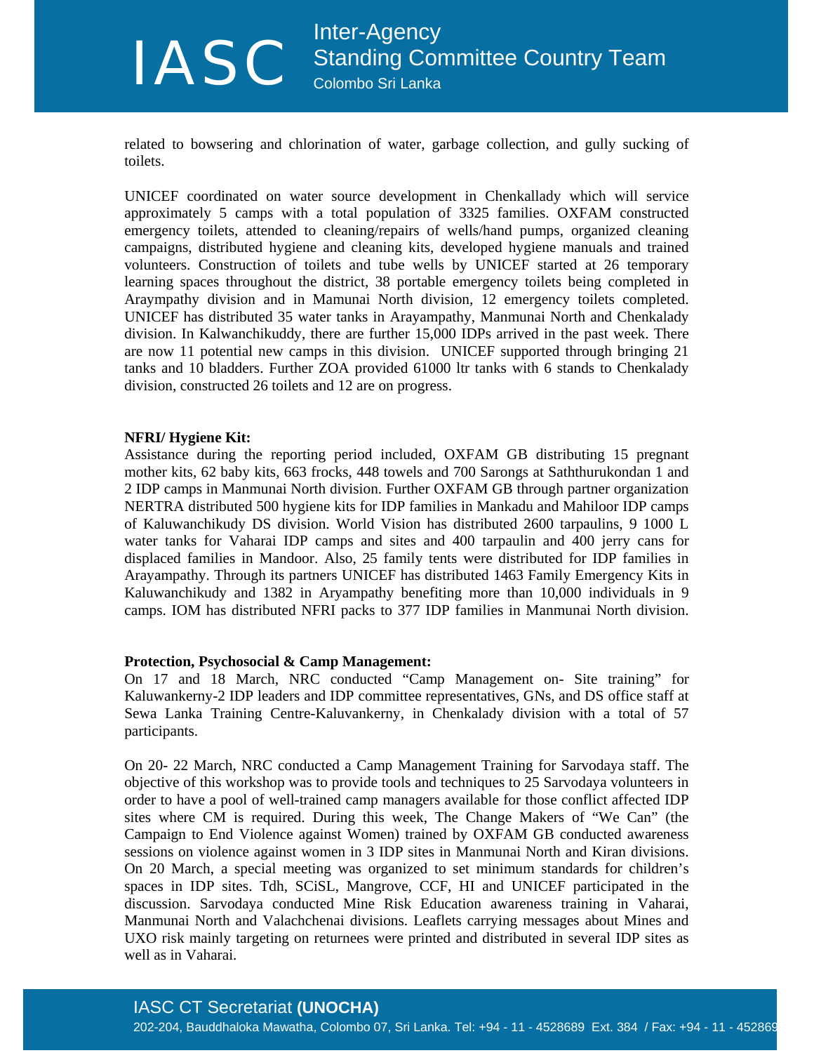related to bowsering and chlorination of water, garbage collection, and gully sucking of toilets.

UNICEF coordinated on water source development in Chenkallady which will service approximately 5 camps with a total population of 3325 families. OXFAM constructed emergency toilets, attended to cleaning/repairs of wells/hand pumps, organized cleaning campaigns, distributed hygiene and cleaning kits, developed hygiene manuals and trained volunteers. Construction of toilets and tube wells by UNICEF started at 26 temporary learning spaces throughout the district, 38 portable emergency toilets being completed in Araympathy division and in Mamunai North division, 12 emergency toilets completed. UNICEF has distributed 35 water tanks in Arayampathy, Manmunai North and Chenkalady division. In Kalwanchikuddy, there are further 15,000 IDPs arrived in the past week. There are now 11 potential new camps in this division. UNICEF supported through bringing 21 tanks and 10 bladders. Further ZOA provided 61000 ltr tanks with 6 stands to Chenkalady division, constructed 26 toilets and 12 are on progress.

**NFRI/ Hygiene Kit:**

Assistance during the reporting period included, OXFAM GB distributing 15 pregnant mother kits, 62 baby kits, 663 frocks, 448 towels and 700 Sarongs at Saththurukondan 1 and 2 IDP camps in Manmunai North division. Further OXFAM GB through partner organization NERTRA distributed 500 hygiene kits for IDP families in Mankadu and Mahiloor IDP camps of Kaluwanchikudy DS division. World Vision has distributed 2600 tarpaulins, 9 1000 L water tanks for Vaharai IDP camps and sites and 400 tarpaulin and 400 jerry cans for displaced families in Mandoor. Also, 25 family tents were distributed for IDP families in Arayampathy. Through its partners UNICEF has distributed 1463 Family Emergency Kits in Kaluwanchikudy and 1382 in Aryampathy benefiting more than 10,000 individuals in 9 camps. IOM has distributed NFRI packs to 377 IDP families in Manmunai North division.

**Protection, Psychosocial & Camp Management:**

On 17 and 18 March, NRC conducted "Camp Management on- Site training" for Kaluwankerny-2 IDP leaders and IDP committee representatives, GNs, and DS office staff at Sewa Lanka Training Centre-Kaluvankerny, in Chenkalady division with a total of 57 participants.

On 20- 22 March, NRC conducted a Camp Management Training for Sarvodaya staff. The objective of this workshop was to provide tools and techniques to 25 Sarvodaya volunteers in order to have a pool of well-trained camp managers available for those conflict affected IDP sites where CM is required. During this week, The Change Makers of "We Can" (the Campaign to End Violence against Women) trained by OXFAM GB conducted awareness sessions on violence against women in 3 IDP sites in Manmunai North and Kiran divisions. On 20 March, a special meeting was organized to set minimum standards for children's spaces in IDP sites. Tdh, SCiSL, Mangrove, CCF, HI and UNICEF participated in the discussion. Sarvodaya conducted Mine Risk Education awareness training in Vaharai, Manmunai North and Valachchenai divisions. Leaflets carrying messages about Mines and UXO risk mainly targeting on returnees were printed and distributed in several IDP sites as well as in Vaharai.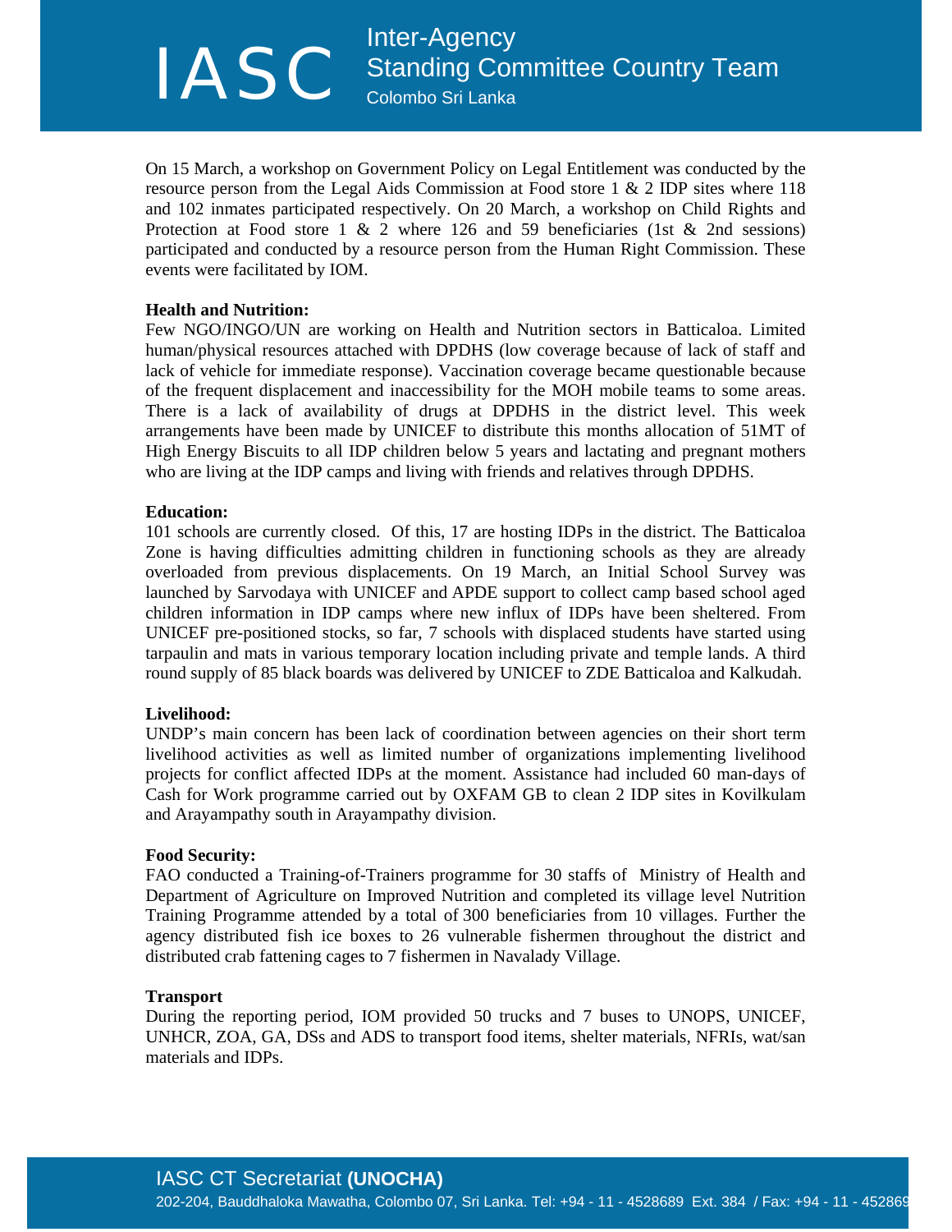On 15 March, a workshop on Government Policy on Legal Entitlement was conducted by the resource person from the Legal Aids Commission at Food store 1 & 2 IDP sites where 118 and 102 inmates participated respectively. On 20 March, a workshop on Child Rights and Protection at Food store 1 & 2 where 126 and 59 beneficiaries (1st & 2nd sessions) participated and conducted by a resource person from the Human Right Commission. These events were facilitated by IOM.

**Health and Nutrition:**
Few NGO/INGO/UN are working on Health and Nutrition sectors in Batticaloa. Limited human/physical resources attached with DPDHS (low coverage because of lack of staff and lack of vehicle for immediate response). Vaccination coverage became questionable because of the frequent displacement and inaccessibility for the MOH mobile teams to some areas. There is a lack of availability of drugs at DPDHS in the district level. This week arrangements have been made by UNICEF to distribute this months allocation of 51MT of High Energy Biscuits to all IDP children below 5 years and lactating and pregnant mothers who are living at the IDP camps and living with friends and relatives through DPDHS.

**Education:**
101 schools are currently closed. Of this, 17 are hosting IDPs in the district. The Batticaloa Zone is having difficulties admitting children in functioning schools as they are already overloaded from previous displacements. On 19 March, an Initial School Survey was launched by Sarvodaya with UNICEF and APDE support to collect camp based school aged children information in IDP camps where new influx of IDPs have been sheltered. From UNICEF pre-positioned stocks, so far, 7 schools with displaced students have started using tarpaulin and mats in various temporary location including private and temple lands. A third round supply of 85 black boards was delivered by UNICEF to ZDE Batticaloa and Kalkudah.

**Livelihood:**
UNDP's main concern has been lack of coordination between agencies on their short term livelihood activities as well as limited number of organizations implementing livelihood projects for conflict affected IDPs at the moment. Assistance had included 60 man-days of Cash for Work programme carried out by OXFAM GB to clean 2 IDP sites in Kovilkulam and Arayampathy south in Arayampathy division.

**Food Security:**
FAO conducted a Training-of-Trainers programme for 30 staffs of Ministry of Health and Department of Agriculture on Improved Nutrition and completed its village level Nutrition Training Programme attended by a total of 300 beneficiaries from 10 villages. Further the agency distributed fish ice boxes to 26 vulnerable fishermen throughout the district and distributed crab fattening cages to 7 fishermen in Navalady Village.

**Transport**
During the reporting period, IOM provided 50 trucks and 7 buses to UNOPS, UNICEF, UNHCR, ZOA, GA, DSs and ADS to transport food items, shelter materials, NFRIs, wat/san materials and IDPs.